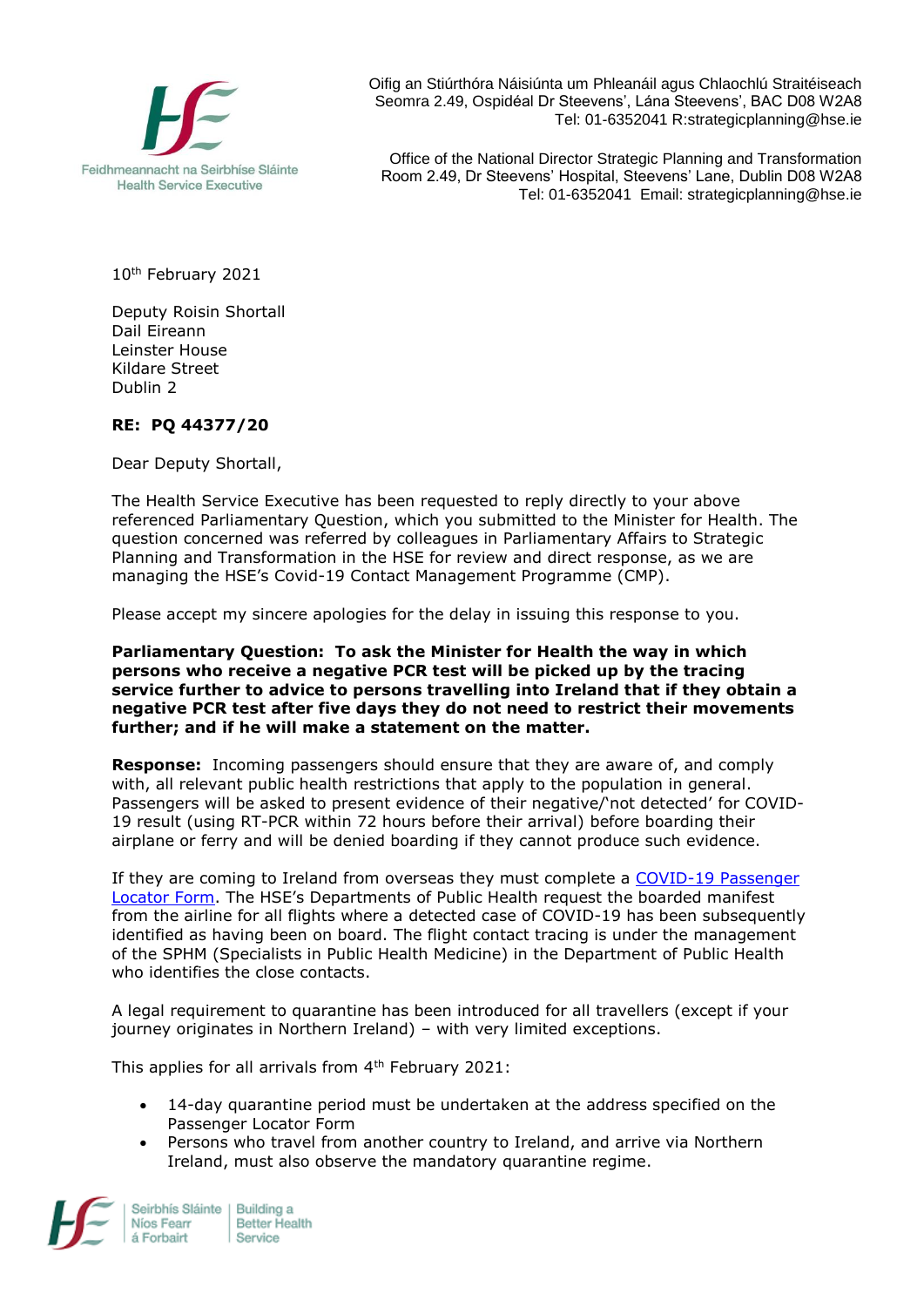Oifig an Stiúrthóra Náisiúnta um Phleanáil agus Chlaochlú Straitéiseach
Seomra 2.49, Ospidéal Dr Steevens', Lána Steevens', BAC D08 W2A8
Tel: 01-6352041 R:strategicplanning@hse.ie

Office of the National Director Strategic Planning and Transformation
Room 2.49, Dr Steevens' Hospital, Steevens' Lane, Dublin D08 W2A8
Tel: 01-6352041 Email: strategicplanning@hse.ie

10th February 2021

Deputy Roisin Shortall
Dail Eireann
Leinster House
Kildare Street
Dublin 2

**RE: PQ 44377/20**

Dear Deputy Shortall,

The Health Service Executive has been requested to reply directly to your above referenced Parliamentary Question, which you submitted to the Minister for Health. The question concerned was referred by colleagues in Parliamentary Affairs to Strategic Planning and Transformation in the HSE for review and direct response, as we are managing the HSE's Covid-19 Contact Management Programme (CMP).

Please accept my sincere apologies for the delay in issuing this response to you.

**Parliamentary Question: To ask the Minister for Health the way in which persons who receive a negative PCR test will be picked up by the tracing service further to advice to persons travelling into Ireland that if they obtain a negative PCR test after five days they do not need to restrict their movements further; and if he will make a statement on the matter.**

**Response:** Incoming passengers should ensure that they are aware of, and comply with, all relevant public health restrictions that apply to the population in general. Passengers will be asked to present evidence of their negative/'not detected' for COVID-19 result (using RT-PCR within 72 hours before their arrival) before boarding their airplane or ferry and will be denied boarding if they cannot produce such evidence.

If they are coming to Ireland from overseas they must complete a COVID-19 Passenger Locator Form. The HSE's Departments of Public Health request the boarded manifest from the airline for all flights where a detected case of COVID-19 has been subsequently identified as having been on board. The flight contact tracing is under the management of the SPHM (Specialists in Public Health Medicine) in the Department of Public Health who identifies the close contacts.

A legal requirement to quarantine has been introduced for all travellers (except if your journey originates in Northern Ireland) – with very limited exceptions.

This applies for all arrivals from 4th February 2021:

- 14-day quarantine period must be undertaken at the address specified on the Passenger Locator Form
- Persons who travel from another country to Ireland, and arrive via Northern Ireland, must also observe the mandatory quarantine regime.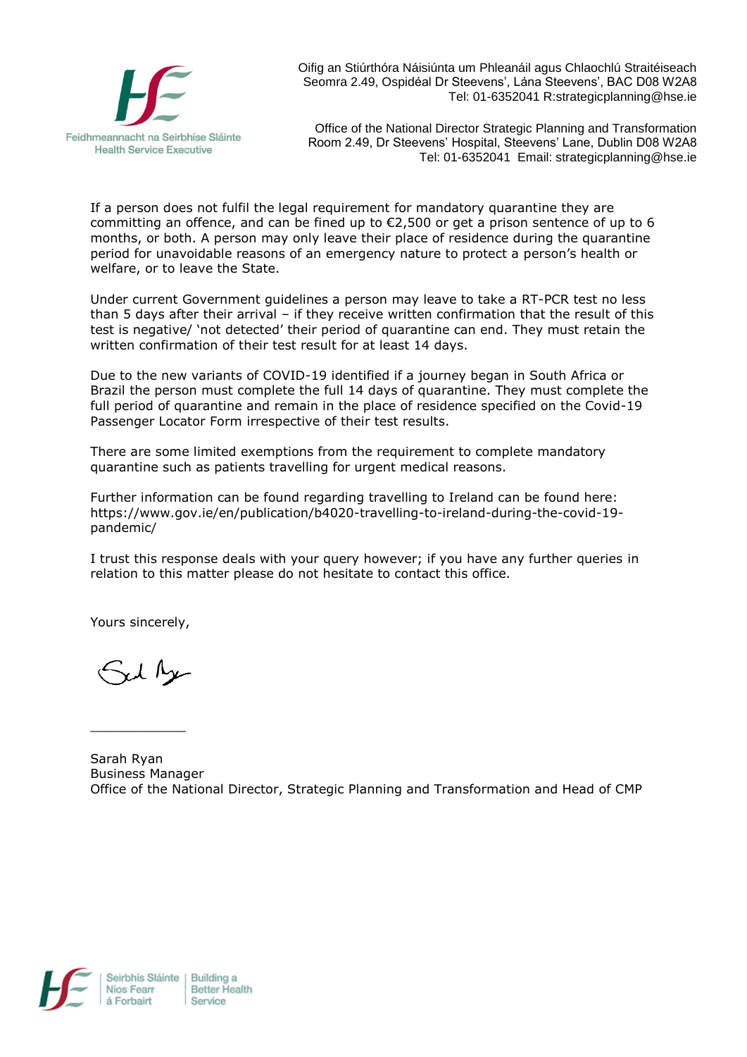If a person does not fulfil the legal requirement for mandatory quarantine they are committing an offence, and can be fined up to €2,500 or get a prison sentence of up to 6 months, or both. A person may only leave their place of residence during the quarantine period for unavoidable reasons of an emergency nature to protect a person's health or welfare, or to leave the State.

Under current Government guidelines a person may leave to take a RT-PCR test no less than 5 days after their arrival – if they receive written confirmation that the result of this test is negative/ 'not detected' their period of quarantine can end. They must retain the written confirmation of their test result for at least 14 days.

Due to the new variants of COVID-19 identified if a journey began in South Africa or Brazil the person must complete the full 14 days of quarantine. They must complete the full period of quarantine and remain in the place of residence specified on the Covid-19 Passenger Locator Form irrespective of their test results.

There are some limited exemptions from the requirement to complete mandatory quarantine such as patients travelling for urgent medical reasons.

Further information can be found regarding travelling to Ireland can be found here: https://www.gov.ie/en/publication/b4020-travelling-to-ireland-during-the-covid-19-pandemic/

I trust this response deals with your query however; if you have any further queries in relation to this matter please do not hesitate to contact this office.

Yours sincerely,

___________

Sarah Ryan
Business Manager
Office of the National Director, Strategic Planning and Transformation and Head of CMP